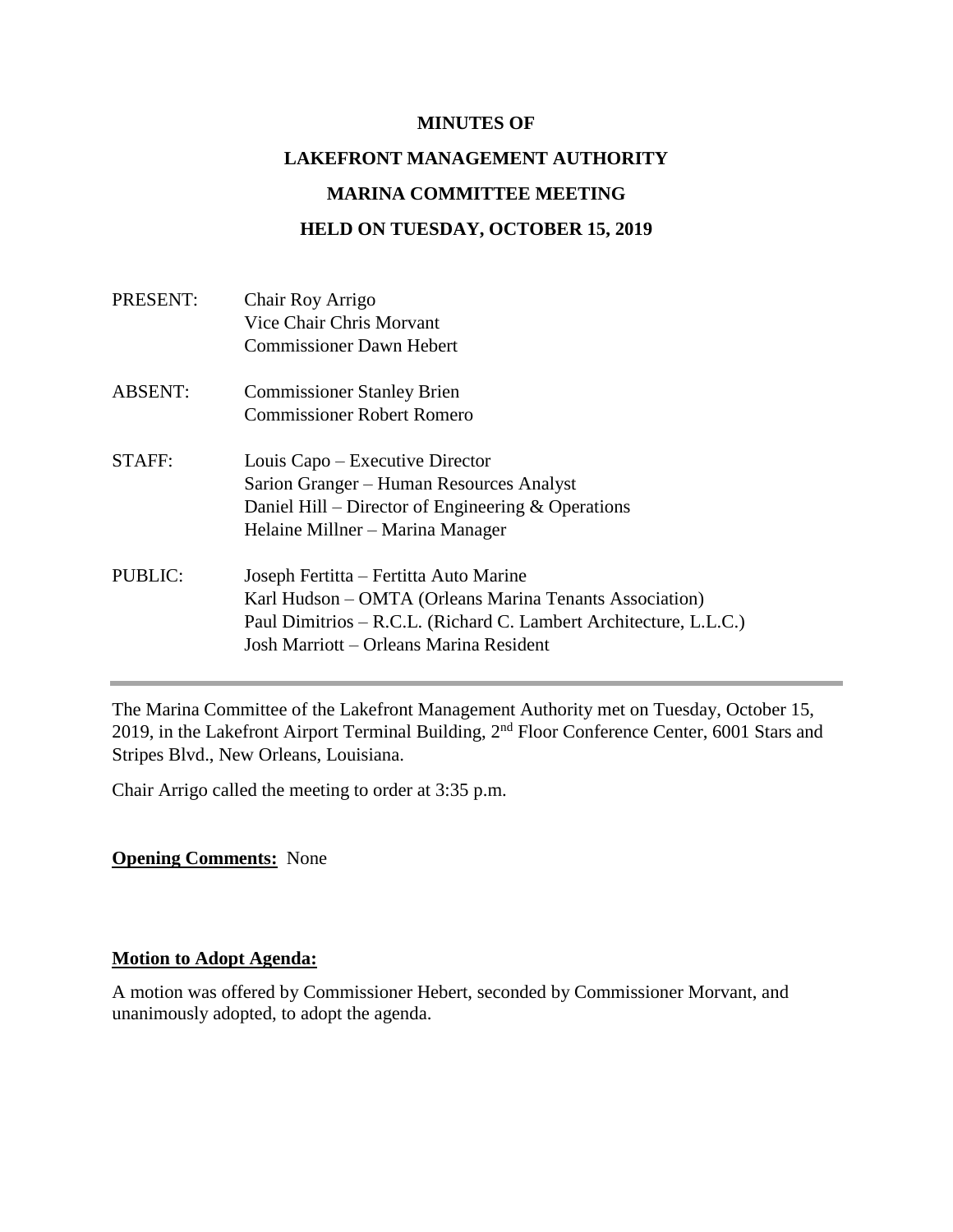# MINUTES OF

# LAKEFRONT MANAGEMENT AUTHORITY

# MARINA COMMITTEE MEETING

# HELD ON TUESDAY, OCTOBER 15, 2019

| | |
|---|---|
| PRESENT: | Chair Roy Arrigo<br>Vice Chair Chris Morvant<br>Commissioner Dawn Hebert |
| ABSENT: | Commissioner Stanley Brien<br>Commissioner Robert Romero |
| STAFF: | Louis Capo – Executive Director<br>Sarion Granger – Human Resources Analyst<br>Daniel Hill – Director of Engineering & Operations<br>Helaine Millner – Marina Manager |
| PUBLIC: | Joseph Fertitta – Fertitta Auto Marine<br>Karl Hudson – OMTA (Orleans Marina Tenants Association)<br>Paul Dimitrios – R.C.L. (Richard C. Lambert Architecture, L.L.C.)<br>Josh Marriott – Orleans Marina Resident |

---

The Marina Committee of the Lakefront Management Authority met on Tuesday, October 15, 2019, in the Lakefront Airport Terminal Building, 2nd Floor Conference Center, 6001 Stars and Stripes Blvd., New Orleans, Louisiana.

Chair Arrigo called the meeting to order at 3:35 p.m.

**Opening Comments:** None

**Motion to Adopt Agenda:**

A motion was offered by Commissioner Hebert, seconded by Commissioner Morvant, and unanimously adopted, to adopt the agenda.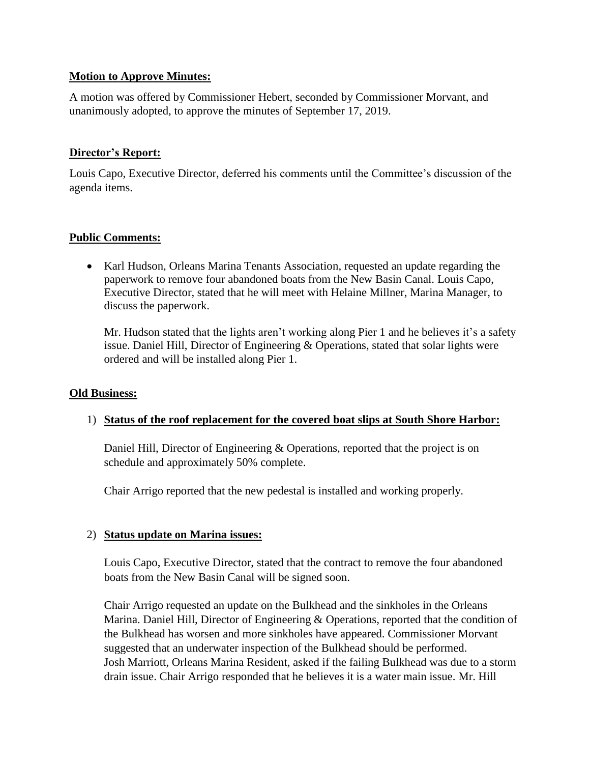**Motion to Approve Minutes:**

A motion was offered by Commissioner Hebert, seconded by Commissioner Morvant, and unanimously adopted, to approve the minutes of September 17, 2019.

**Director's Report:**

Louis Capo, Executive Director, deferred his comments until the Committee's discussion of the agenda items.

**Public Comments:**

- Karl Hudson, Orleans Marina Tenants Association, requested an update regarding the paperwork to remove four abandoned boats from the New Basin Canal. Louis Capo, Executive Director, stated that he will meet with Helaine Millner, Marina Manager, to discuss the paperwork.

  Mr. Hudson stated that the lights aren't working along Pier 1 and he believes it's a safety issue. Daniel Hill, Director of Engineering & Operations, stated that solar lights were ordered and will be installed along Pier 1.

**Old Business:**

1) **Status of the roof replacement for the covered boat slips at South Shore Harbor:**

   Daniel Hill, Director of Engineering & Operations, reported that the project is on schedule and approximately 50% complete.

   Chair Arrigo reported that the new pedestal is installed and working properly.

2) **Status update on Marina issues:**

   Louis Capo, Executive Director, stated that the contract to remove the four abandoned boats from the New Basin Canal will be signed soon.

   Chair Arrigo requested an update on the Bulkhead and the sinkholes in the Orleans Marina. Daniel Hill, Director of Engineering & Operations, reported that the condition of the Bulkhead has worsen and more sinkholes have appeared. Commissioner Morvant suggested that an underwater inspection of the Bulkhead should be performed. Josh Marriott, Orleans Marina Resident, asked if the failing Bulkhead was due to a storm drain issue. Chair Arrigo responded that he believes it is a water main issue. Mr. Hill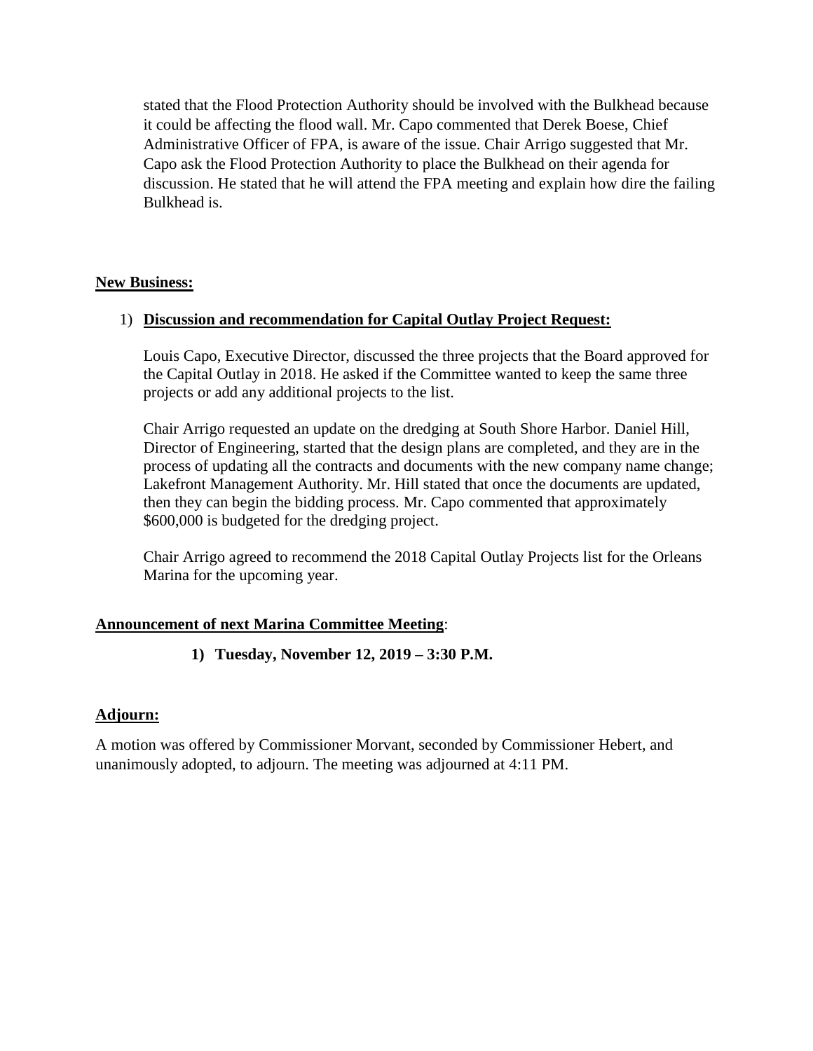stated that the Flood Protection Authority should be involved with the Bulkhead because it could be affecting the flood wall. Mr. Capo commented that Derek Boese, Chief Administrative Officer of FPA, is aware of the issue. Chair Arrigo suggested that Mr. Capo ask the Flood Protection Authority to place the Bulkhead on their agenda for discussion. He stated that he will attend the FPA meeting and explain how dire the failing Bulkhead is.

**New Business:**

1) **Discussion and recommendation for Capital Outlay Project Request:**

   Louis Capo, Executive Director, discussed the three projects that the Board approved for the Capital Outlay in 2018. He asked if the Committee wanted to keep the same three projects or add any additional projects to the list.

   Chair Arrigo requested an update on the dredging at South Shore Harbor. Daniel Hill, Director of Engineering, started that the design plans are completed, and they are in the process of updating all the contracts and documents with the new company name change; Lakefront Management Authority. Mr. Hill stated that once the documents are updated, then they can begin the bidding process. Mr. Capo commented that approximately $600,000 is budgeted for the dredging project.

   Chair Arrigo agreed to recommend the 2018 Capital Outlay Projects list for the Orleans Marina for the upcoming year.

**Announcement of next Marina Committee Meeting**:

1) **Tuesday, November 12, 2019 – 3:30 P.M.**

**Adjourn:**

A motion was offered by Commissioner Morvant, seconded by Commissioner Hebert, and unanimously adopted, to adjourn. The meeting was adjourned at 4:11 PM.